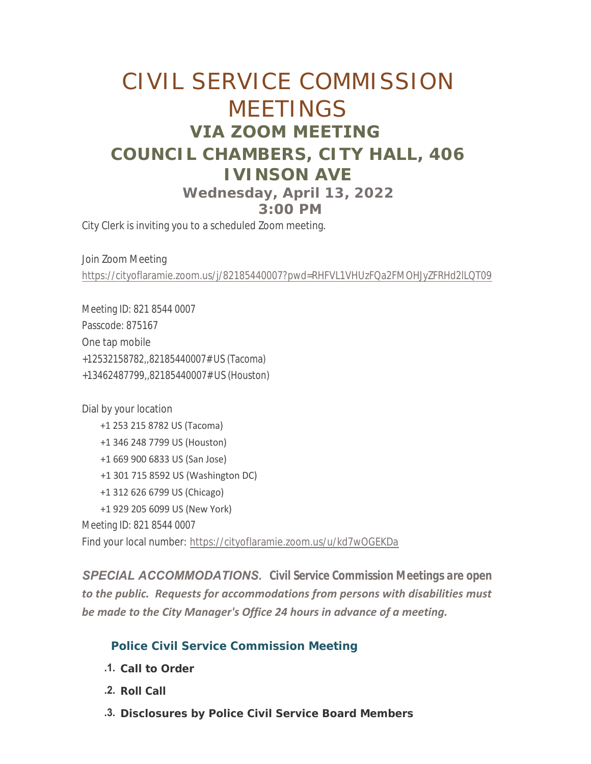# CIVIL SERVICE COMMISSION MEETINGS

## VIA ZOOM MEETING

## COUNCIL CHAMBERS, CITY HALL, 406 IVINSON AVE

### Wednesday, April 13, 2022

### 3:00 PM

City Clerk is inviting you to a scheduled Zoom meeting.

Join Zoom Meeting

https://cityoflaramie.zoom.us/j/82185440007?pwd=RHFVL1VHUzFQa2FMOHJyZFRHd2lLQT09

Meeting ID: 821 8544 0007

Passcode: 875167

One tap mobile

+12532158782,,82185440007# US (Tacoma)

+13462487799,,82185440007# US (Houston)

Dial by your location

- +1 253 215 8782 US (Tacoma)
- +1 346 248 7799 US (Houston)
- +1 669 900 6833 US (San Jose)
- +1 301 715 8592 US (Washington DC)
- +1 312 626 6799 US (Chicago)
- +1 929 205 6099 US (New York)

Meeting ID: 821 8544 0007

Find your local number: https://cityoflaramie.zoom.us/u/kd7wOGEKDa

***SPECIAL ACCOMMODATIONS.*** **Civil Service Commission Meetings are open** ***to the public. Requests for accommodations from persons with disabilities must be made to the City Manager's Office 24 hours in advance of a meeting.***

### Police Civil Service Commission Meeting

1. **Call to Order**
2. **Roll Call**
3. **Disclosures by Police Civil Service Board Members**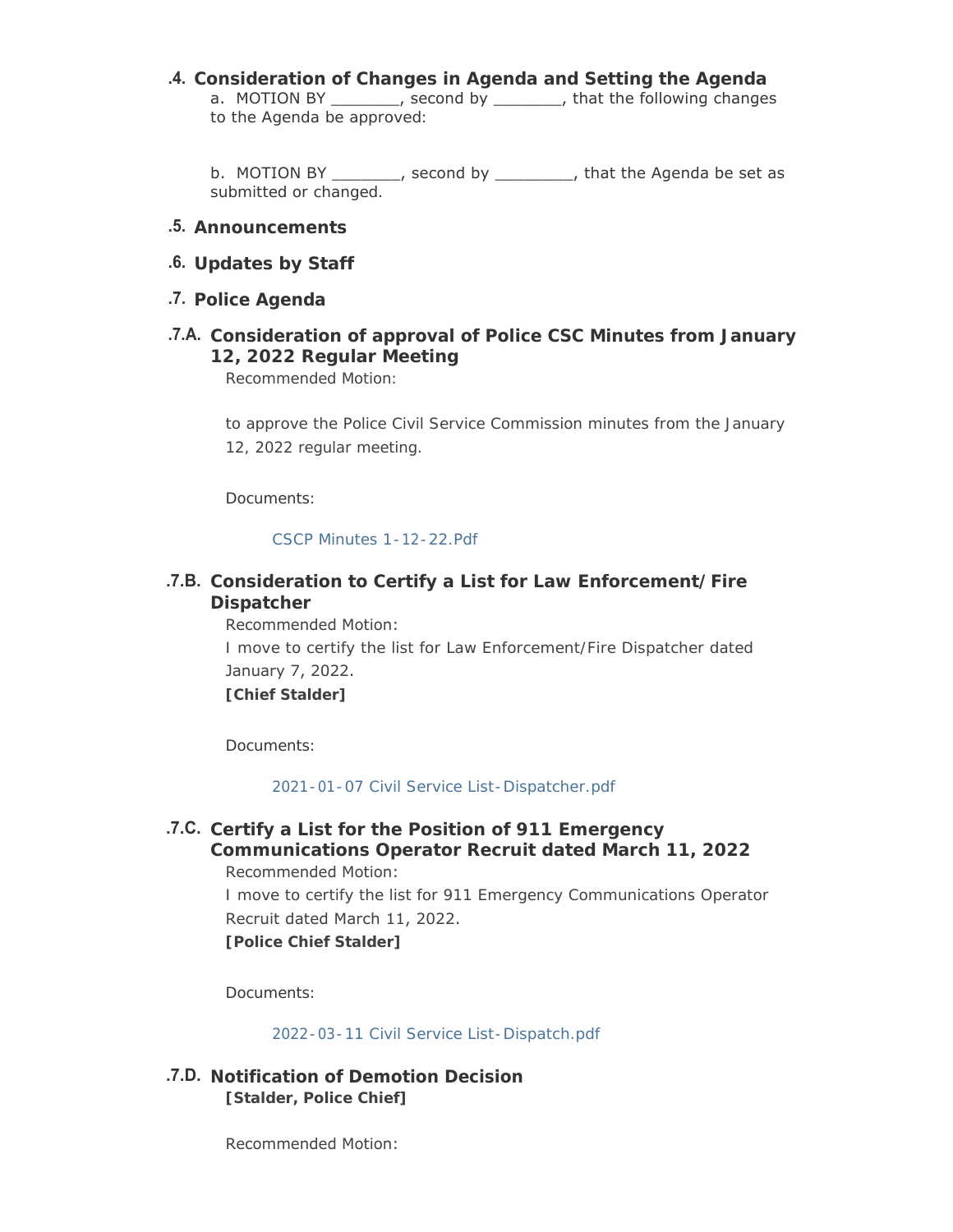## .4. Consideration of Changes in Agenda and Setting the Agenda

a. MOTION BY ________, second by ________, that the following changes to the Agenda be approved:

b. MOTION BY ________, second by _________, that the Agenda be set as submitted or changed.

## .5. Announcements

## .6. Updates by Staff

## .7. Police Agenda

### .7.A. Consideration of approval of Police CSC Minutes from January 12, 2022 Regular Meeting

Recommended Motion:

to approve the Police Civil Service Commission minutes from the January 12, 2022 regular meeting.

Documents:

CSCP Minutes 1-12-22.Pdf

### .7.B. Consideration to Certify a List for Law Enforcement/Fire Dispatcher

Recommended Motion:
I move to certify the list for Law Enforcement/Fire Dispatcher dated January 7, 2022.
**[Chief Stalder]**

Documents:

2021-01-07 Civil Service List-Dispatcher.pdf

### .7.C. Certify a List for the Position of 911 Emergency Communications Operator Recruit dated March 11, 2022

Recommended Motion:
I move to certify the list for 911 Emergency Communications Operator Recruit dated March 11, 2022.
**[Police Chief Stalder]**

Documents:

2022-03-11 Civil Service List-Dispatch.pdf

### .7.D. Notification of Demotion Decision

**[Stalder, Police Chief]**

Recommended Motion: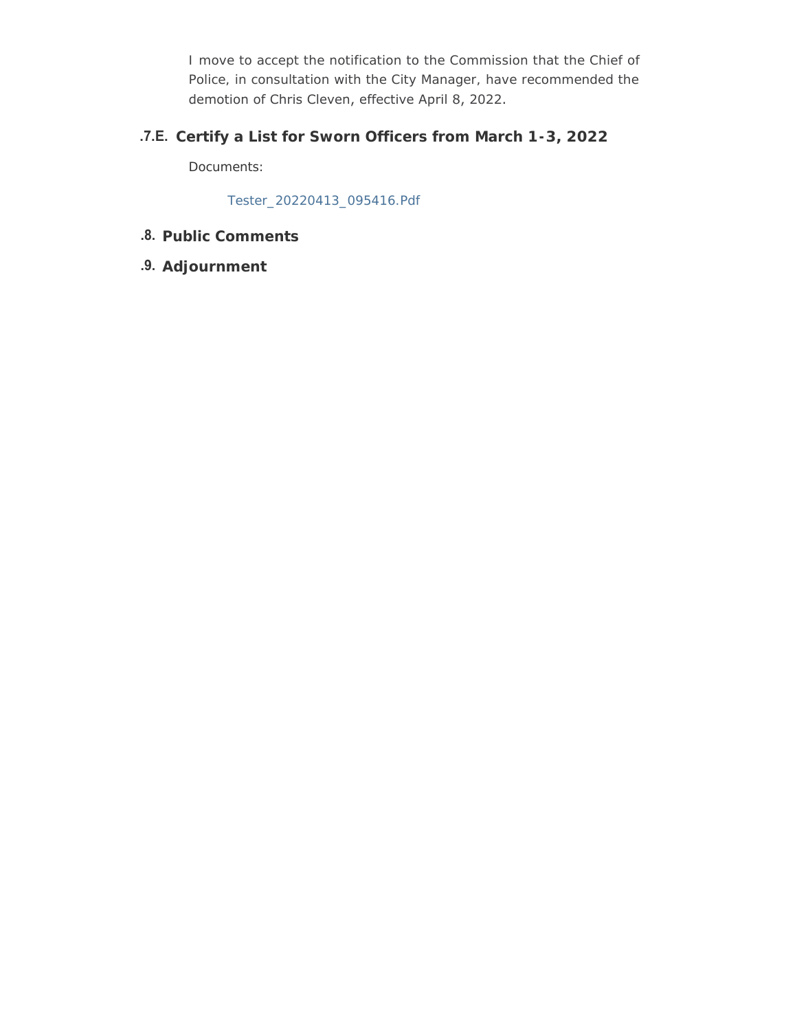I move to accept the notification to the Commission that the Chief of Police, in consultation with the City Manager, have recommended the demotion of Chris Cleven, effective April 8, 2022.

### .7.E. Certify a List for Sworn Officers from March 1-3, 2022

Documents:

Tester_20220413_095416.Pdf

## .8. Public Comments

## .9. Adjournment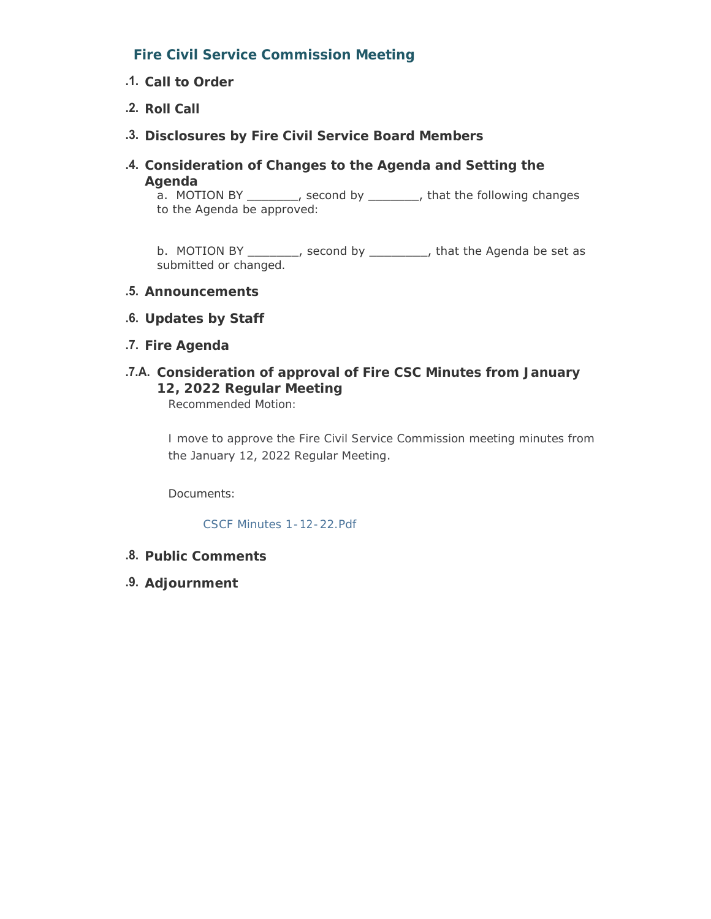## Fire Civil Service Commission Meeting

.1. **Call to Order**

.2. **Roll Call**

.3. **Disclosures by Fire Civil Service Board Members**

.4. **Consideration of Changes to the Agenda and Setting the Agenda**

a. MOTION BY ________, second by ________, that the following changes to the Agenda be approved:

b. MOTION BY ________, second by _________, that the Agenda be set as submitted or changed.

.5. **Announcements**

.6. **Updates by Staff**

.7. **Fire Agenda**

.7.A. **Consideration of approval of Fire CSC Minutes from January 12, 2022 Regular Meeting**

Recommended Motion:

I move to approve the Fire Civil Service Commission meeting minutes from the January 12, 2022 Regular Meeting.

Documents:

CSCF Minutes 1-12-22.Pdf

.8. **Public Comments**

.9. **Adjournment**